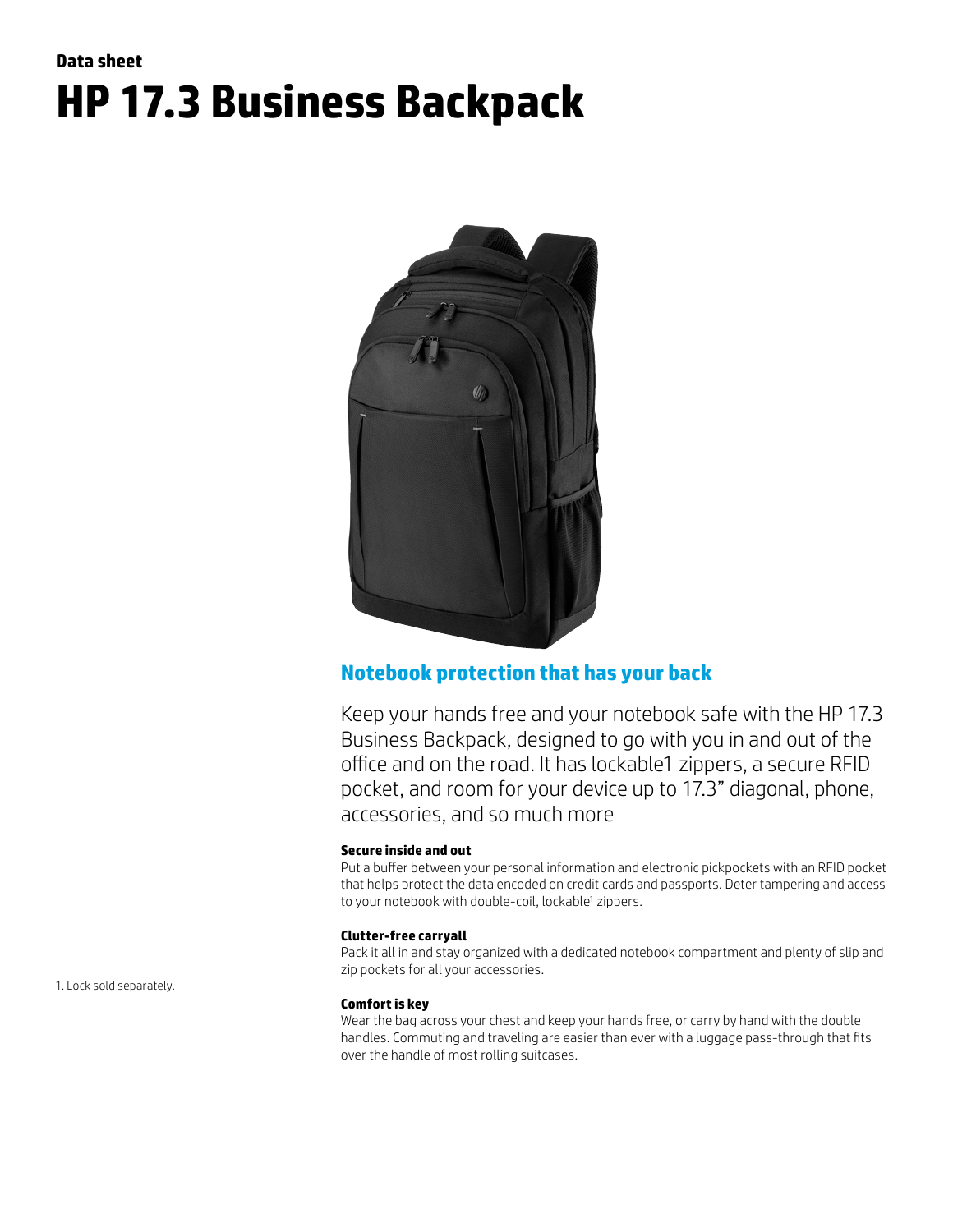**Data sheet**

# HP 17.3 Business Backpack

## Notebook protection that has your back

Keep your hands free and your notebook safe with the HP 17.3 Business Backpack, designed to go with you in and out of the office and on the road. It has lockable1 zippers, a secure RFID pocket, and room for your device up to 17.3" diagonal, phone, accessories, and so much more

**Secure inside and out**

Put a buffer between your personal information and electronic pickpockets with an RFID pocket that helps protect the data encoded on credit cards and passports. Deter tampering and access to your notebook with double-coil, lockable[1] zippers.

**Clutter-free carryall**

Pack it all in and stay organized with a dedicated notebook compartment and plenty of slip and zip pockets for all your accessories.

**Comfort is key**

Wear the bag across your chest and keep your hands free, or carry by hand with the double handles. Commuting and traveling are easier than ever with a luggage pass-through that fits over the handle of most rolling suitcases.

1. Lock sold separately.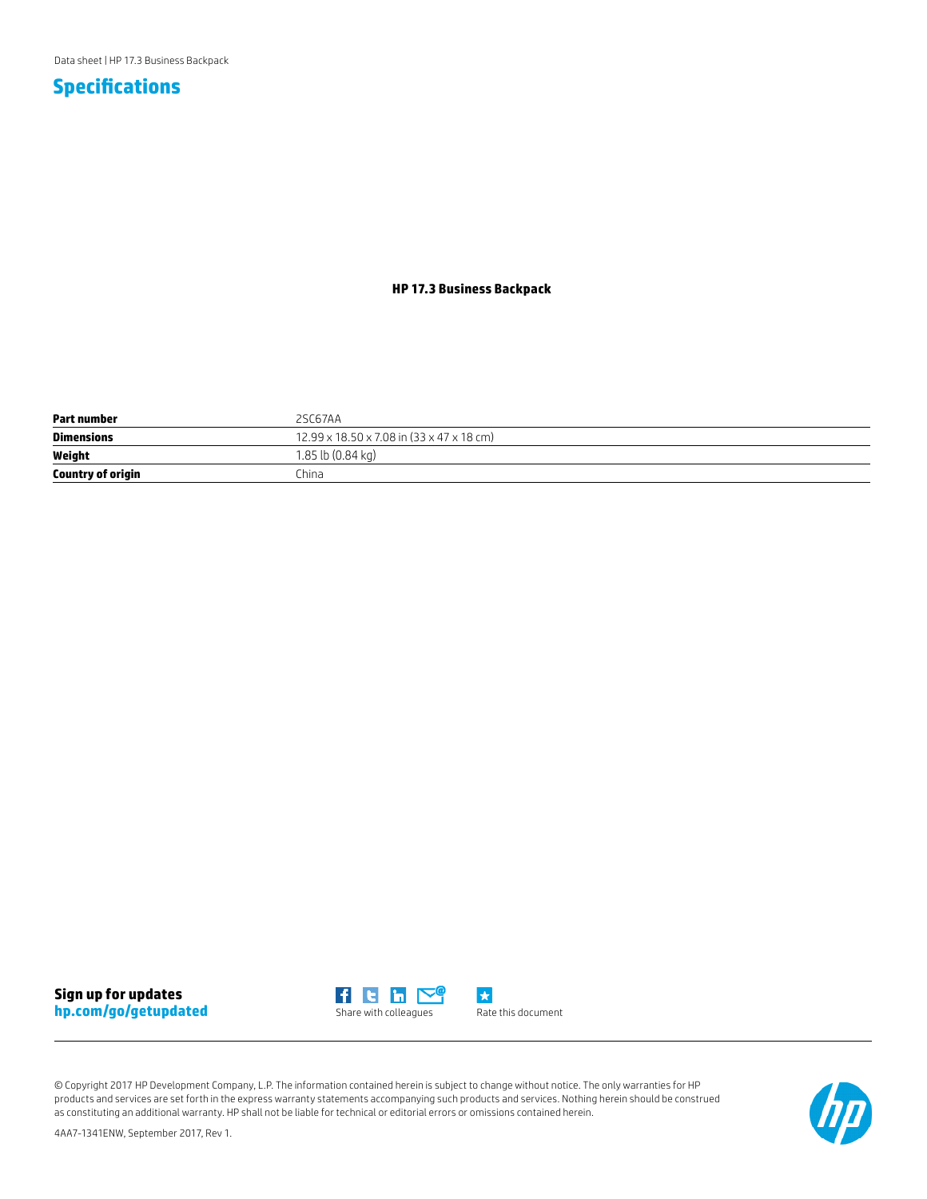## Specifications

**HP 17.3 Business Backpack**

| | |
|---|---|
| **Part number** | 2SC67AA |
| **Dimensions** | 12.99 x 18.50 x 7.08 in (33 x 47 x 18 cm) |
| **Weight** | 1.85 lb (0.84 kg) |
| **Country of origin** | China |

**Sign up for updates**
**hp.com/go/getupdated**

Share with colleagues

Rate this document

© Copyright 2017 HP Development Company, L.P. The information contained herein is subject to change without notice. The only warranties for HP products and services are set forth in the express warranty statements accompanying such products and services. Nothing herein should be construed as constituting an additional warranty. HP shall not be liable for technical or editorial errors or omissions contained herein.

4AA7-1341ENW, September 2017, Rev 1.